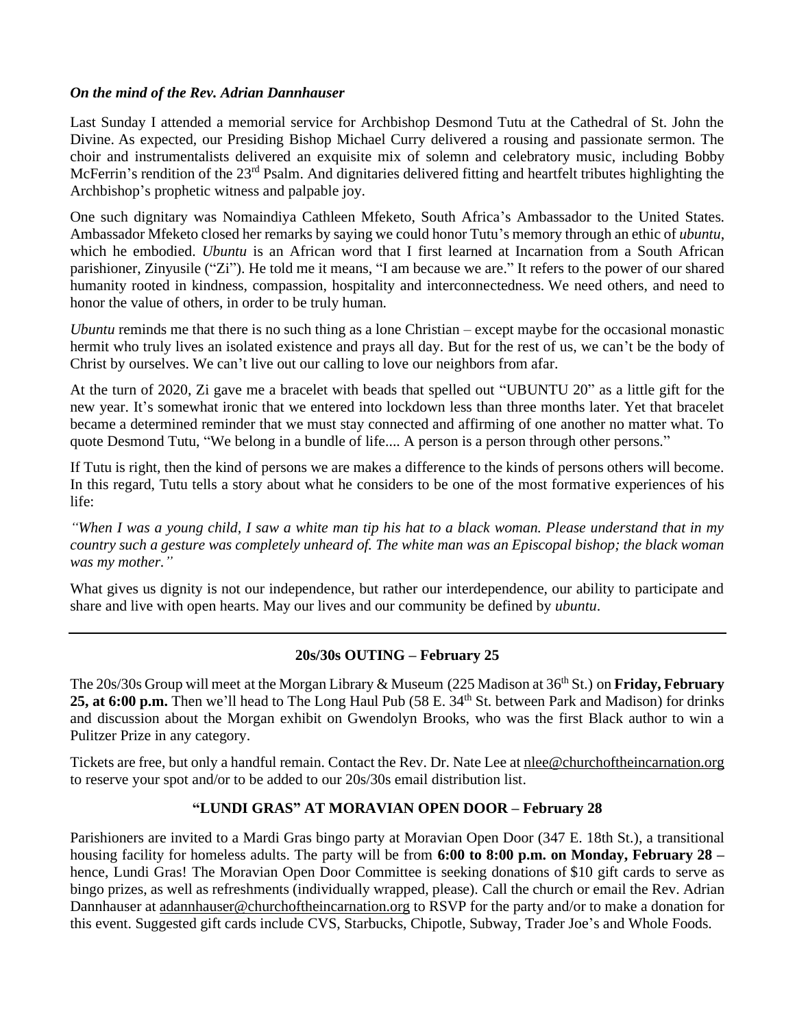***On the mind of the Rev. Adrian Dannhauser***

Last Sunday I attended a memorial service for Archbishop Desmond Tutu at the Cathedral of St. John the Divine. As expected, our Presiding Bishop Michael Curry delivered a rousing and passionate sermon. The choir and instrumentalists delivered an exquisite mix of solemn and celebratory music, including Bobby McFerrin's rendition of the 23rd Psalm. And dignitaries delivered fitting and heartfelt tributes highlighting the Archbishop's prophetic witness and palpable joy.

One such dignitary was Nomaindiya Cathleen Mfeketo, South Africa's Ambassador to the United States. Ambassador Mfeketo closed her remarks by saying we could honor Tutu's memory through an ethic of *ubuntu*, which he embodied. *Ubuntu* is an African word that I first learned at Incarnation from a South African parishioner, Zinyusile ("Zi"). He told me it means, "I am because we are." It refers to the power of our shared humanity rooted in kindness, compassion, hospitality and interconnectedness. We need others, and need to honor the value of others, in order to be truly human.

*Ubuntu* reminds me that there is no such thing as a lone Christian – except maybe for the occasional monastic hermit who truly lives an isolated existence and prays all day. But for the rest of us, we can't be the body of Christ by ourselves. We can't live out our calling to love our neighbors from afar.

At the turn of 2020, Zi gave me a bracelet with beads that spelled out "UBUNTU 20" as a little gift for the new year. It's somewhat ironic that we entered into lockdown less than three months later. Yet that bracelet became a determined reminder that we must stay connected and affirming of one another no matter what. To quote Desmond Tutu, "We belong in a bundle of life.... A person is a person through other persons."

If Tutu is right, then the kind of persons we are makes a difference to the kinds of persons others will become. In this regard, Tutu tells a story about what he considers to be one of the most formative experiences of his life:

*"When I was a young child, I saw a white man tip his hat to a black woman. Please understand that in my country such a gesture was completely unheard of. The white man was an Episcopal bishop; the black woman was my mother."*

What gives us dignity is not our independence, but rather our interdependence, our ability to participate and share and live with open hearts. May our lives and our community be defined by *ubuntu*.

---

### 20s/30s OUTING – February 25

The 20s/30s Group will meet at the Morgan Library & Museum (225 Madison at 36th St.) on **Friday, February 25, at 6:00 p.m.** Then we'll head to The Long Haul Pub (58 E. 34th St. between Park and Madison) for drinks and discussion about the Morgan exhibit on Gwendolyn Brooks, who was the first Black author to win a Pulitzer Prize in any category.

Tickets are free, but only a handful remain. Contact the Rev. Dr. Nate Lee at nlee@churchoftheincarnation.org to reserve your spot and/or to be added to our 20s/30s email distribution list.

### "LUNDI GRAS" AT MORAVIAN OPEN DOOR – February 28

Parishioners are invited to a Mardi Gras bingo party at Moravian Open Door (347 E. 18th St.), a transitional housing facility for homeless adults. The party will be from **6:00 to 8:00 p.m. on Monday, February 28 –** hence, Lundi Gras! The Moravian Open Door Committee is seeking donations of $10 gift cards to serve as bingo prizes, as well as refreshments (individually wrapped, please). Call the church or email the Rev. Adrian Dannhauser at adannhauser@churchoftheincarnation.org to RSVP for the party and/or to make a donation for this event. Suggested gift cards include CVS, Starbucks, Chipotle, Subway, Trader Joe's and Whole Foods.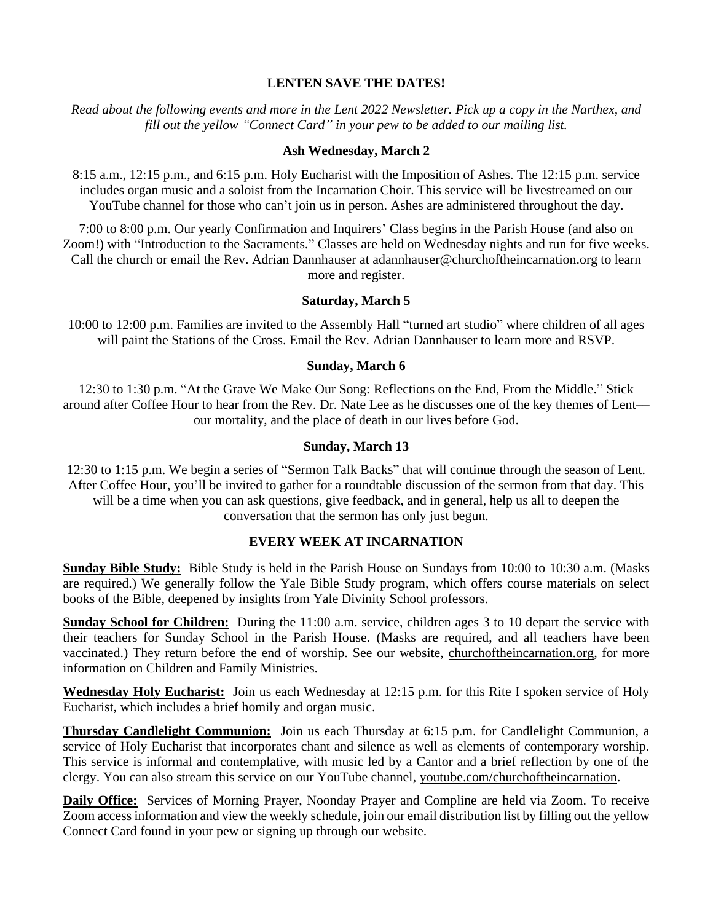## LENTEN SAVE THE DATES!

*Read about the following events and more in the Lent 2022 Newsletter. Pick up a copy in the Narthex, and fill out the yellow "Connect Card" in your pew to be added to our mailing list.*

### Ash Wednesday, March 2

8:15 a.m., 12:15 p.m., and 6:15 p.m. Holy Eucharist with the Imposition of Ashes. The 12:15 p.m. service includes organ music and a soloist from the Incarnation Choir. This service will be livestreamed on our YouTube channel for those who can't join us in person. Ashes are administered throughout the day.

7:00 to 8:00 p.m. Our yearly Confirmation and Inquirers' Class begins in the Parish House (and also on Zoom!) with "Introduction to the Sacraments." Classes are held on Wednesday nights and run for five weeks. Call the church or email the Rev. Adrian Dannhauser at adannhauser@churchoftheincarnation.org to learn more and register.

### Saturday, March 5

10:00 to 12:00 p.m. Families are invited to the Assembly Hall "turned art studio" where children of all ages will paint the Stations of the Cross. Email the Rev. Adrian Dannhauser to learn more and RSVP.

### Sunday, March 6

12:30 to 1:30 p.m. "At the Grave We Make Our Song: Reflections on the End, From the Middle." Stick around after Coffee Hour to hear from the Rev. Dr. Nate Lee as he discusses one of the key themes of Lent—our mortality, and the place of death in our lives before God.

### Sunday, March 13

12:30 to 1:15 p.m. We begin a series of "Sermon Talk Backs" that will continue through the season of Lent. After Coffee Hour, you'll be invited to gather for a roundtable discussion of the sermon from that day. This will be a time when you can ask questions, give feedback, and in general, help us all to deepen the conversation that the sermon has only just begun.

## EVERY WEEK AT INCARNATION

**Sunday Bible Study:** Bible Study is held in the Parish House on Sundays from 10:00 to 10:30 a.m. (Masks are required.) We generally follow the Yale Bible Study program, which offers course materials on select books of the Bible, deepened by insights from Yale Divinity School professors.

**Sunday School for Children:** During the 11:00 a.m. service, children ages 3 to 10 depart the service with their teachers for Sunday School in the Parish House. (Masks are required, and all teachers have been vaccinated.) They return before the end of worship. See our website, churchoftheincarnation.org, for more information on Children and Family Ministries.

**Wednesday Holy Eucharist:** Join us each Wednesday at 12:15 p.m. for this Rite I spoken service of Holy Eucharist, which includes a brief homily and organ music.

**Thursday Candlelight Communion:** Join us each Thursday at 6:15 p.m. for Candlelight Communion, a service of Holy Eucharist that incorporates chant and silence as well as elements of contemporary worship. This service is informal and contemplative, with music led by a Cantor and a brief reflection by one of the clergy. You can also stream this service on our YouTube channel, youtube.com/churchoftheincarnation.

**Daily Office:** Services of Morning Prayer, Noonday Prayer and Compline are held via Zoom. To receive Zoom access information and view the weekly schedule, join our email distribution list by filling out the yellow Connect Card found in your pew or signing up through our website.